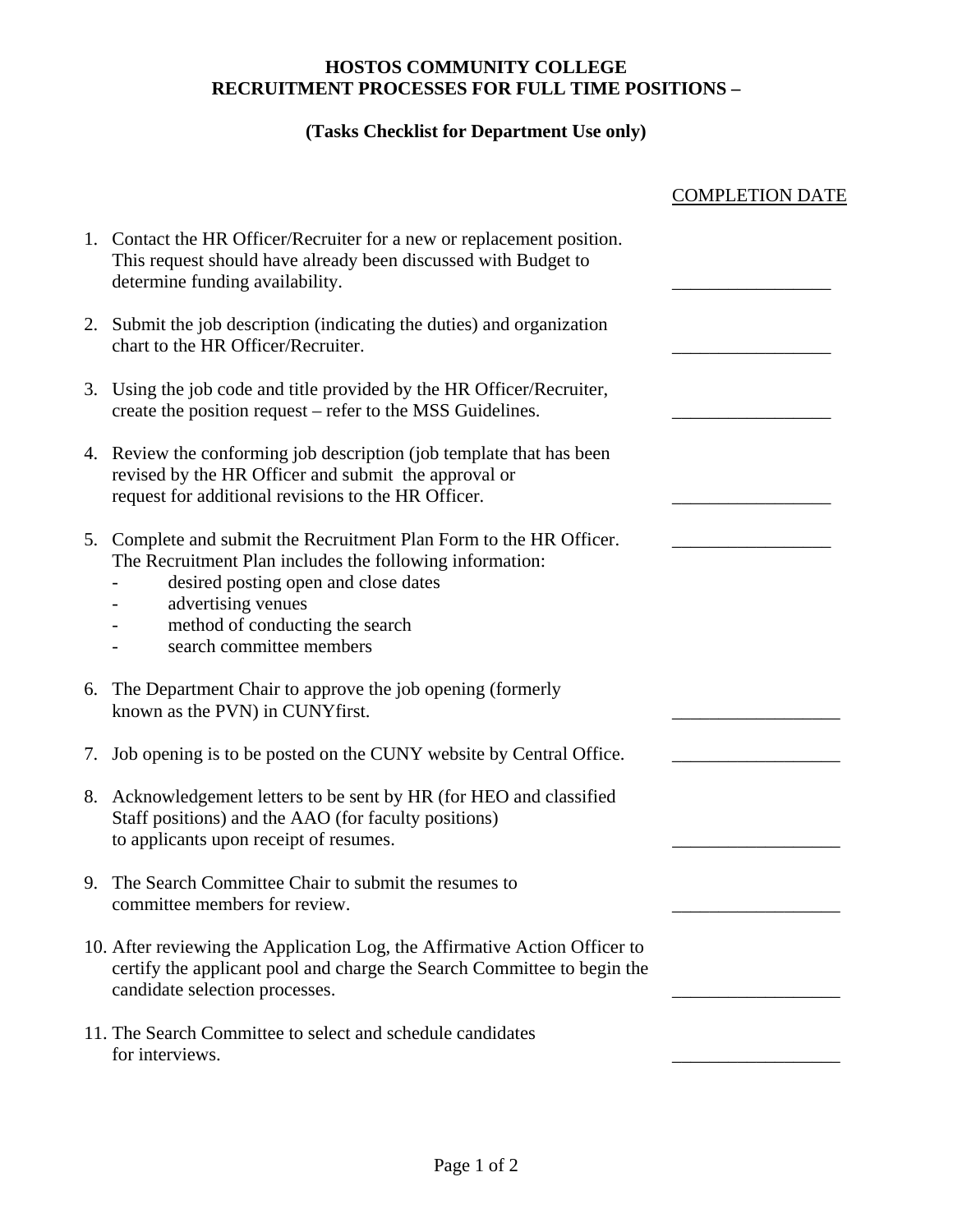**HOSTOS COMMUNITY COLLEGE**
**RECRUITMENT PROCESSES FOR FULL TIME POSITIONS –**

**(Tasks Checklist for Department Use only)**

| | COMPLETION DATE |
|---|---|
| 1. Contact the HR Officer/Recruiter for a new or replacement position. This request should have already been discussed with Budget to determine funding availability. | _________________ |
| 2. Submit the job description (indicating the duties) and organization chart to the HR Officer/Recruiter. | _________________ |
| 3. Using the job code and title provided by the HR Officer/Recruiter, create the position request – refer to the MSS Guidelines. | _________________ |
| 4. Review the conforming job description (job template that has been revised by the HR Officer and submit the approval or request for additional revisions to the HR Officer. | _________________ |
| 5. Complete and submit the Recruitment Plan Form to the HR Officer. The Recruitment Plan includes the following information: <br> - desired posting open and close dates <br> - advertising venues <br> - method of conducting the search <br> - search committee members | _________________ |
| 6. The Department Chair to approve the job opening (formerly known as the PVN) in CUNYfirst. | __________________ |
| 7. Job opening is to be posted on the CUNY website by Central Office. | __________________ |
| 8. Acknowledgement letters to be sent by HR (for HEO and classified Staff positions) and the AAO (for faculty positions) to applicants upon receipt of resumes. | __________________ |
| 9. The Search Committee Chair to submit the resumes to committee members for review. | __________________ |
| 10. After reviewing the Application Log, the Affirmative Action Officer to certify the applicant pool and charge the Search Committee to begin the candidate selection processes. | __________________ |
| 11. The Search Committee to select and schedule candidates for interviews. | __________________ |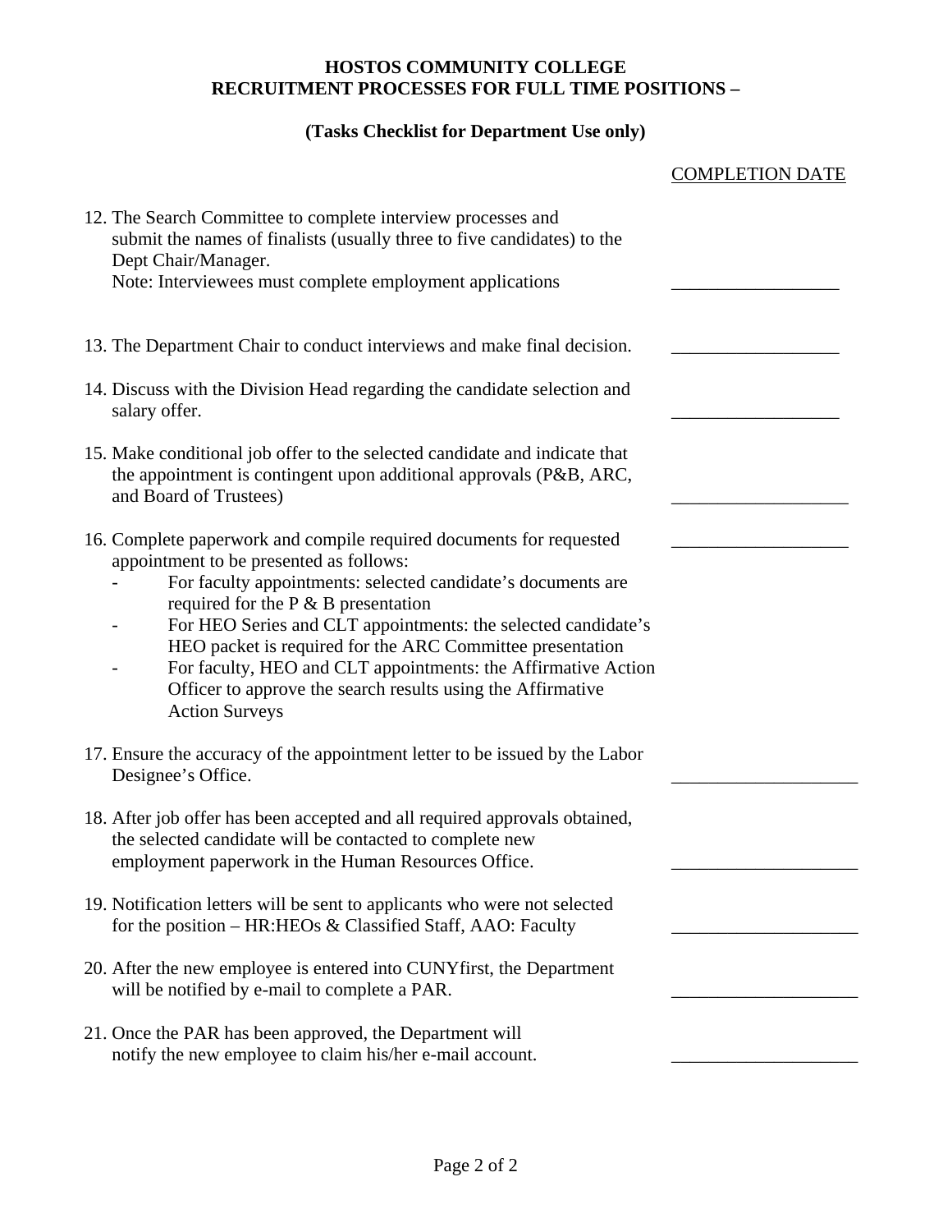**HOSTOS COMMUNITY COLLEGE**
**RECRUITMENT PROCESSES FOR FULL TIME POSITIONS –**

**(Tasks Checklist for Department Use only)**

COMPLETION DATE

12. The Search Committee to complete interview processes and submit the names of finalists (usually three to five candidates) to the Dept Chair/Manager.
    Note: Interviewees must complete employment applications ___________________

13. The Department Chair to conduct interviews and make final decision. ___________________

14. Discuss with the Division Head regarding the candidate selection and salary offer. ___________________

15. Make conditional job offer to the selected candidate and indicate that the appointment is contingent upon additional approvals (P&B, ARC, and Board of Trustees) ___________________

16. Complete paperwork and compile required documents for requested appointment to be presented as follows: ___________________
    - For faculty appointments: selected candidate's documents are required for the P & B presentation
    - For HEO Series and CLT appointments: the selected candidate's HEO packet is required for the ARC Committee presentation
    - For faculty, HEO and CLT appointments: the Affirmative Action Officer to approve the search results using the Affirmative Action Surveys

17. Ensure the accuracy of the appointment letter to be issued by the Labor Designee's Office. ___________________

18. After job offer has been accepted and all required approvals obtained, the selected candidate will be contacted to complete new employment paperwork in the Human Resources Office. ___________________

19. Notification letters will be sent to applicants who were not selected for the position – HR:HEOs & Classified Staff, AAO: Faculty ___________________

20. After the new employee is entered into CUNYfirst, the Department will be notified by e-mail to complete a PAR. ___________________

21. Once the PAR has been approved, the Department will notify the new employee to claim his/her e-mail account. ___________________